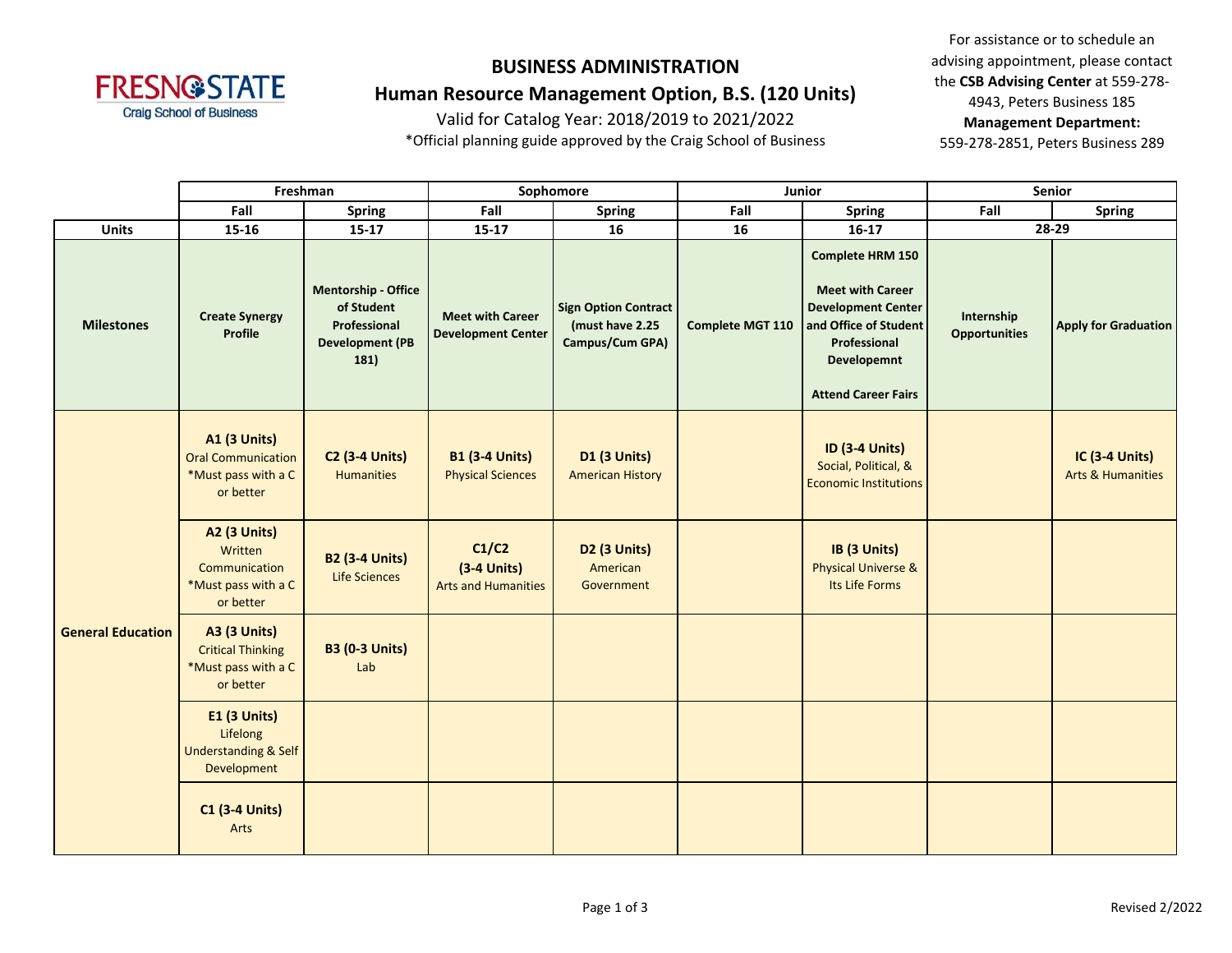# BUSINESS ADMINISTRATION

## Human Resource Management Option, B.S. (120 Units)

Valid for Catalog Year: 2018/2019 to 2021/2022

*Official planning guide approved by the Craig School of Business

For assistance or to schedule an advising appointment, please contact the **CSB Advising Center** at 559-278-4943, Peters Business 185

**Management Department:** 559-278-2851, Peters Business 289

| | Freshman | | Sophomore | | Junior | | Senior | |
|---|---|---|---|---|---|---|---|---|
| | **Fall** | **Spring** | **Fall** | **Spring** | **Fall** | **Spring** | **Fall** | **Spring** |
| **Units** | **15-16** | **15-17** | **15-17** | **16** | **16** | **16-17** | **28-29** | |
| **Milestones** | **Create Synergy Profile** | **Mentorship - Office of Student Professional Development (PB 181)** | **Meet with Career Development Center** | **Sign Option Contract (must have 2.25 Campus/Cum GPA)** | **Complete MGT 110** | **Complete HRM 150**<br><br>**Meet with Career Development Center and Office of Student Professional Developemnt**<br><br>**Attend Career Fairs** | **Internship Opportunities** | **Apply for Graduation** |
| **General Education** | **A1 (3 Units)** Oral Communication *Must pass with a C or better | **C2 (3-4 Units)** Humanities | **B1 (3-4 Units)** Physical Sciences | **D1 (3 Units)** American History | | **ID (3-4 Units)** Social, Political, & Economic Institutions | | **IC (3-4 Units)** Arts & Humanities |
| | **A2 (3 Units)** Written Communication *Must pass with a C or better | **B2 (3-4 Units)** Life Sciences | **C1/C2 (3-4 Units)** Arts and Humanities | **D2 (3 Units)** American Government | | **IB (3 Units)** Physical Universe & Its Life Forms | | |
| | **A3 (3 Units)** Critical Thinking *Must pass with a C or better | **B3 (0-3 Units)** Lab | | | | | | |
| | **E1 (3 Units)** Lifelong Understanding & Self Development | | | | | | | |
| | **C1 (3-4 Units)** Arts | | | | | | | |

Revised 2/2022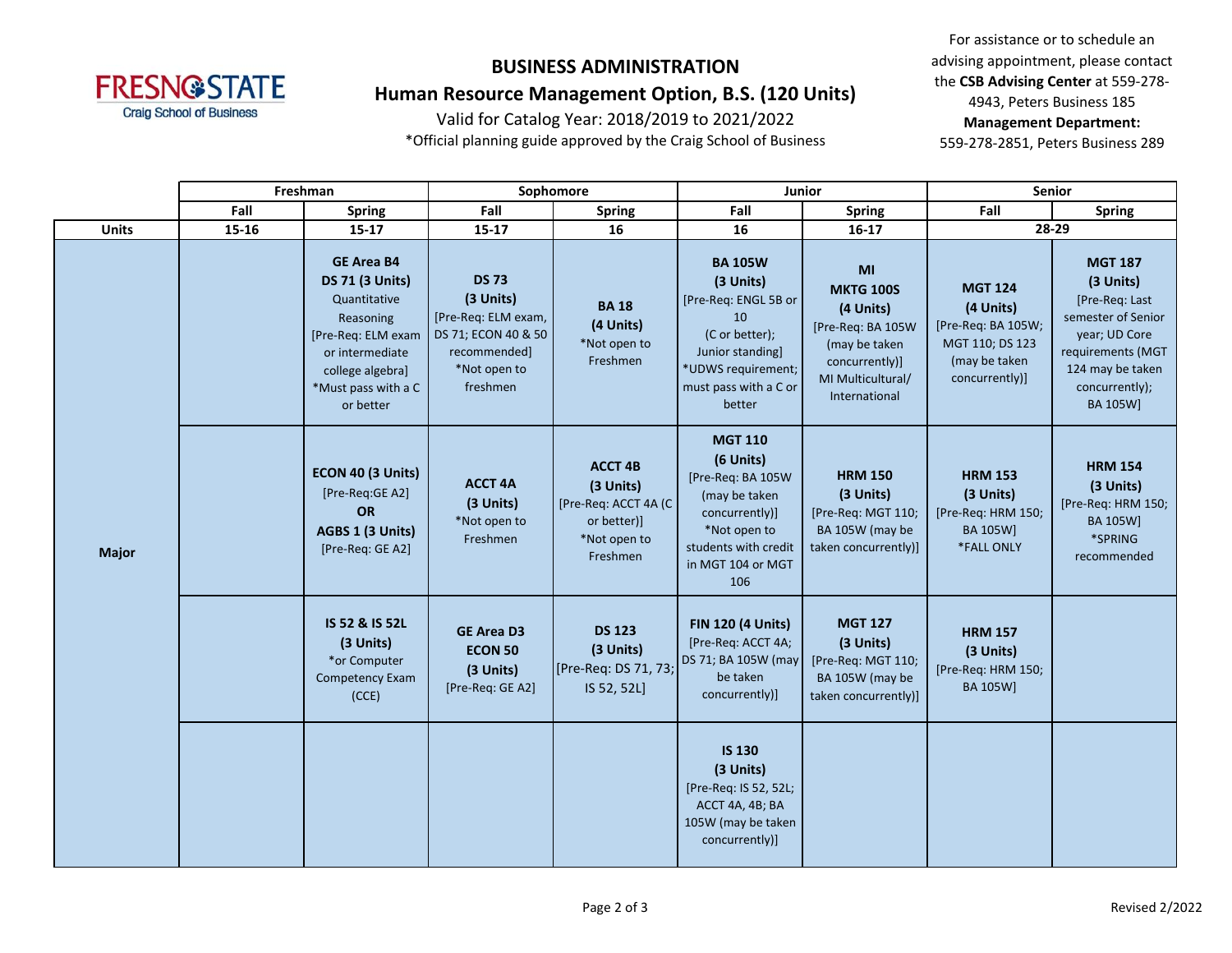# BUSINESS ADMINISTRATION

## Human Resource Management Option, B.S. (120 Units)

Valid for Catalog Year: 2018/2019 to 2021/2022

*Official planning guide approved by the Craig School of Business

For assistance or to schedule an advising appointment, please contact the **CSB Advising Center** at 559-278-4943, Peters Business 185

**Management Department:** 559-278-2851, Peters Business 289

| | Freshman | | Sophomore | | Junior | | Senior | |
|---|---|---|---|---|---|---|---|---|
| | Fall | Spring | Fall | Spring | Fall | Spring | Fall | Spring |
| **Units** | 15-16 | 15-17 | 15-17 | 16 | 16 | 16-17 | 28-29 | |
| **Major** | | **GE Area B4 DS 71 (3 Units)** Quantitative Reasoning [Pre-Req: ELM exam or intermediate college algebra] *Must pass with a C or better | **DS 73 (3 Units)** [Pre-Req: ELM exam, DS 71; ECON 40 & 50 recommended] *Not open to freshmen | **BA 18 (4 Units)** *Not open to Freshmen | **BA 105W (3 Units)** [Pre-Req: ENGL 5B or 10 (C or better); Junior standing] *UDWS requirement; must pass with a C or better | **MI MKTG 100S (4 Units)** [Pre-Req: BA 105W (may be taken concurrently)] MI Multicultural/ International | **MGT 124 (4 Units)** [Pre-Req: BA 105W; MGT 110; DS 123 (may be taken concurrently)] | **MGT 187 (3 Units)** [Pre-Req: Last semester of Senior year; UD Core requirements (MGT 124 may be taken concurrently); BA 105W] |
| | | **ECON 40 (3 Units)** [Pre-Req:GE A2] **OR** **AGBS 1 (3 Units)** [Pre-Req: GE A2] | **ACCT 4A (3 Units)** *Not open to Freshmen | **ACCT 4B (3 Units)** [Pre-Req: ACCT 4A (C or better)] *Not open to Freshmen | **MGT 110 (6 Units)** [Pre-Req: BA 105W (may be taken concurrently)] *Not open to students with credit in MGT 104 or MGT 106 | **HRM 150 (3 Units)** [Pre-Req: MGT 110; BA 105W (may be taken concurrently)] | **HRM 153 (3 Units)** [Pre-Req: HRM 150; BA 105W] *FALL ONLY | **HRM 154 (3 Units)** [Pre-Req: HRM 150; BA 105W] *SPRING recommended |
| | | **IS 52 & IS 52L (3 Units)** *or Computer Competency Exam (CCE) | **GE Area D3 ECON 50 (3 Units)** [Pre-Req: GE A2] | **DS 123 (3 Units)** [Pre-Req: DS 71, 73; IS 52, 52L] | **FIN 120 (4 Units)** [Pre-Req: ACCT 4A; DS 71; BA 105W (may be taken concurrently)] | **MGT 127 (3 Units)** [Pre-Req: MGT 110; BA 105W (may be taken concurrently)] | **HRM 157 (3 Units)** [Pre-Req: HRM 150; BA 105W] | |
| | | | | | **IS 130 (3 Units)** [Pre-Req: IS 52, 52L; ACCT 4A, 4B; BA 105W (may be taken concurrently)] | | | |

Revised 2/2022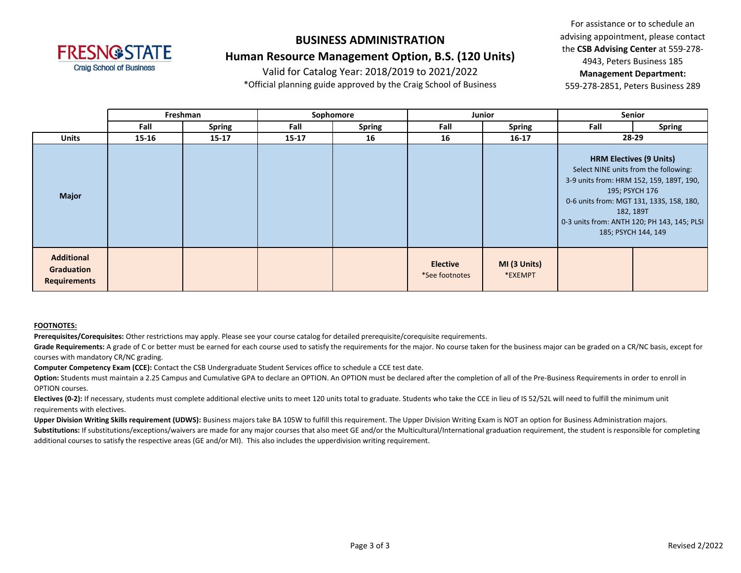**FRESNO STATE**
Craig School of Business

# BUSINESS ADMINISTRATION

## Human Resource Management Option, B.S. (120 Units)

Valid for Catalog Year: 2018/2019 to 2021/2022

*Official planning guide approved by the Craig School of Business

For assistance or to schedule an advising appointment, please contact the **CSB Advising Center** at 559-278-4943, Peters Business 185

**Management Department:** 559-278-2851, Peters Business 289

| | Freshman | | Sophomore | | Junior | | Senior | |
|---|---|---|---|---|---|---|---|---|
| | Fall | Spring | Fall | Spring | Fall | Spring | Fall | Spring |
| **Units** | 15-16 | 15-17 | 15-17 | 16 | 16 | 16-17 | 28-29 | |
| **Major** | | | | | | | **HRM Electives (9 Units)** Select NINE units from the following: 3-9 units from: HRM 152, 159, 189T, 190, 195; PSYCH 176 0-6 units from: MGT 131, 133S, 158, 180, 182, 189T 0-3 units from: ANTH 120; PH 143, 145; PLSI 185; PSYCH 144, 149 | |
| **Additional Graduation Requirements** | | | | | **Elective** *See footnotes | **MI (3 Units)** *EXEMPT | | |

**FOOTNOTES:**

**Prerequisites/Corequisites:** Other restrictions may apply. Please see your course catalog for detailed prerequisite/corequisite requirements.

**Grade Requirements:** A grade of C or better must be earned for each course used to satisfy the requirements for the major. No course taken for the business major can be graded on a CR/NC basis, except for courses with mandatory CR/NC grading.

**Computer Competency Exam (CCE):** Contact the CSB Undergraduate Student Services office to schedule a CCE test date.

**Option:** Students must maintain a 2.25 Campus and Cumulative GPA to declare an OPTION. An OPTION must be declared after the completion of all of the Pre-Business Requirements in order to enroll in OPTION courses.

**Electives (0-2):** If necessary, students must complete additional elective units to meet 120 units total to graduate. Students who take the CCE in lieu of IS 52/52L will need to fulfill the minimum unit requirements with electives.

**Upper Division Writing Skills requirement (UDWS):** Business majors take BA 105W to fulfill this requirement. The Upper Division Writing Exam is NOT an option for Business Administration majors.

**Substitutions:** If substitutions/exceptions/waivers are made for any major courses that also meet GE and/or the Multicultural/International graduation requirement, the student is responsible for completing additional courses to satisfy the respective areas (GE and/or MI). This also includes the upperdivision writing requirement.

Revised 2/2022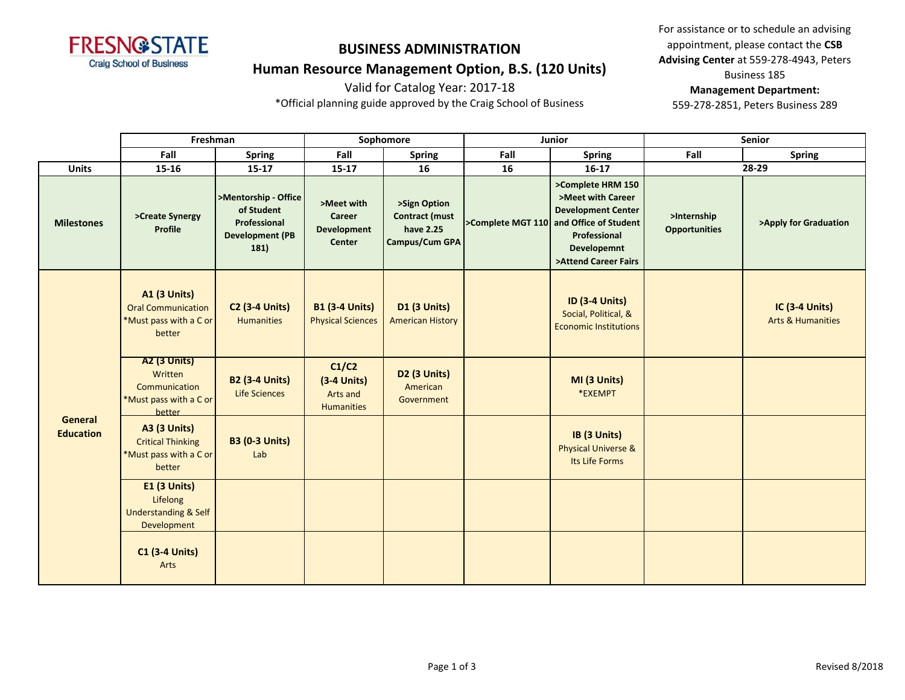# BUSINESS ADMINISTRATION

## Human Resource Management Option, B.S. (120 Units)

Valid for Catalog Year: 2017-18

*Official planning guide approved by the Craig School of Business

For assistance or to schedule an advising appointment, please contact the **CSB Advising Center** at 559-278-4943, Peters Business 185

**Management Department:**
559-278-2851, Peters Business 289

| | Freshman | | Sophomore | | Junior | | Senior | |
|---|---|---|---|---|---|---|---|---|
| | **Fall** | **Spring** | **Fall** | **Spring** | **Fall** | **Spring** | **Fall** | **Spring** |
| **Units** | **15-16** | **15-17** | **15-17** | **16** | **16** | **16-17** | **28-29** | |
| **Milestones** | **>Create Synergy Profile** | **>Mentorship - Office of Student Professional Development (PB 181)** | **>Meet with Career Development Center** | **>Sign Option Contract (must have 2.25 Campus/Cum GPA** | **>Complete MGT 110** | **>Complete HRM 150 >Meet with Career Development Center and Office of Student Professional Developemnt >Attend Career Fairs** | **>Internship Opportunities** | **>Apply for Graduation** |
| **General Education** | **A1 (3 Units)** Oral Communication *Must pass with a C or better | **C2 (3-4 Units)** Humanities | **B1 (3-4 Units)** Physical Sciences | **D1 (3 Units)** American History | | **ID (3-4 Units)** Social, Political, & Economic Institutions | | **IC (3-4 Units)** Arts & Humanities |
| | **A2 (3 Units)** Written Communication *Must pass with a C or better | **B2 (3-4 Units)** Life Sciences | **C1/C2 (3-4 Units)** Arts and Humanities | **D2 (3 Units)** American Government | | **MI (3 Units)** *EXEMPT | | |
| | **A3 (3 Units)** Critical Thinking *Must pass with a C or better | **B3 (0-3 Units)** Lab | | | | **IB (3 Units)** Physical Universe & Its Life Forms | | |
| | **E1 (3 Units)** Lifelong Understanding & Self Development | | | | | | | |
| | **C1 (3-4 Units)** Arts | | | | | | | |

Revised 8/2018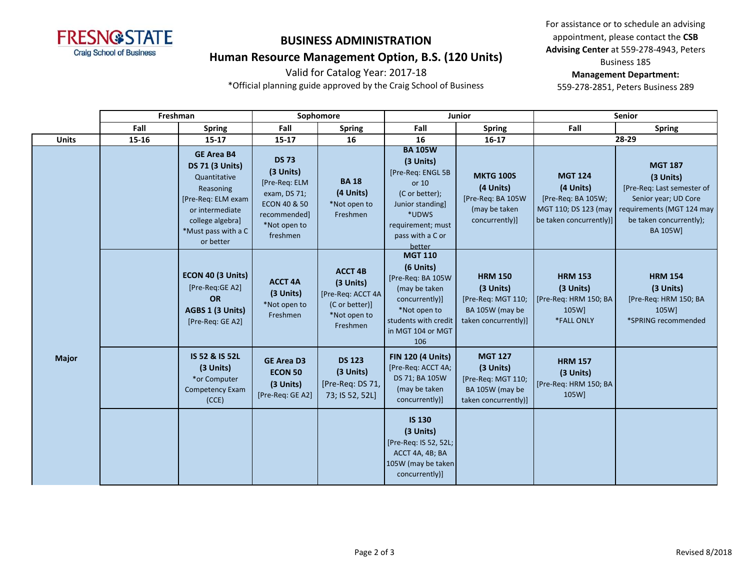# BUSINESS ADMINISTRATION

## Human Resource Management Option, B.S. (120 Units)

Valid for Catalog Year: 2017-18

*Official planning guide approved by the Craig School of Business

For assistance or to schedule an advising appointment, please contact the **CSB Advising Center** at 559-278-4943, Peters Business 185

**Management Department:**
559-278-2851, Peters Business 289

| | Freshman | | Sophomore | | Junior | | Senior | |
|---|---|---|---|---|---|---|---|---|
| | **Fall** | **Spring** | **Fall** | **Spring** | **Fall** | **Spring** | **Fall** | **Spring** |
| **Units** | 15-16 | 15-17 | 15-17 | 16 | 16 | 16-17 | 28-29 | |
| **Major** | | **GE Area B4 DS 71 (3 Units)** Quantitative Reasoning [Pre-Req: ELM exam or intermediate college algebra] *Must pass with a C or better | **DS 73 (3 Units)** [Pre-Req: ELM exam, DS 71; ECON 40 & 50 recommended] *Not open to freshmen | **BA 18 (4 Units)** *Not open to Freshmen | **BA 105W (3 Units)** [Pre-Req: ENGL 5B or 10 (C or better); Junior standing] *UDWS requirement; must pass with a C or better | **MKTG 100S (4 Units)** [Pre-Req: BA 105W (may be taken concurrently)] | **MGT 124 (4 Units)** [Pre-Req: BA 105W; MGT 110; DS 123 (may be taken concurrently)] | **MGT 187 (3 Units)** [Pre-Req: Last semester of Senior year; UD Core requirements (MGT 124 may be taken concurrently); BA 105W] |
| | | **ECON 40 (3 Units)** [Pre-Req:GE A2] **OR** **AGBS 1 (3 Units)** [Pre-Req: GE A2] | **ACCT 4A (3 Units)** *Not open to Freshmen | **ACCT 4B (3 Units)** [Pre-Req: ACCT 4A (C or better)] *Not open to Freshmen | **MGT 110 (6 Units)** [Pre-Req: BA 105W (may be taken concurrently)] *Not open to students with credit in MGT 104 or MGT 106 | **HRM 150 (3 Units)** [Pre-Req: MGT 110; BA 105W (may be taken concurrently)] | **HRM 153 (3 Units)** [Pre-Req: HRM 150; BA 105W] *FALL ONLY | **HRM 154 (3 Units)** [Pre-Req: HRM 150; BA 105W] *SPRING recommended |
| | | **IS 52 & IS 52L (3 Units)** *or Computer Competency Exam (CCE) | **GE Area D3 ECON 50 (3 Units)** [Pre-Req: GE A2] | **DS 123 (3 Units)** [Pre-Req: DS 71, 73; IS 52, 52L] | **FIN 120 (4 Units)** [Pre-Req: ACCT 4A; DS 71; BA 105W (may be taken concurrently)] | **MGT 127 (3 Units)** [Pre-Req: MGT 110; BA 105W (may be taken concurrently)] | **HRM 157 (3 Units)** [Pre-Req: HRM 150; BA 105W] | |
| | | | | | **IS 130 (3 Units)** [Pre-Req: IS 52, 52L; ACCT 4A, 4B; BA 105W (may be taken concurrently)] | | | |

Revised 8/2018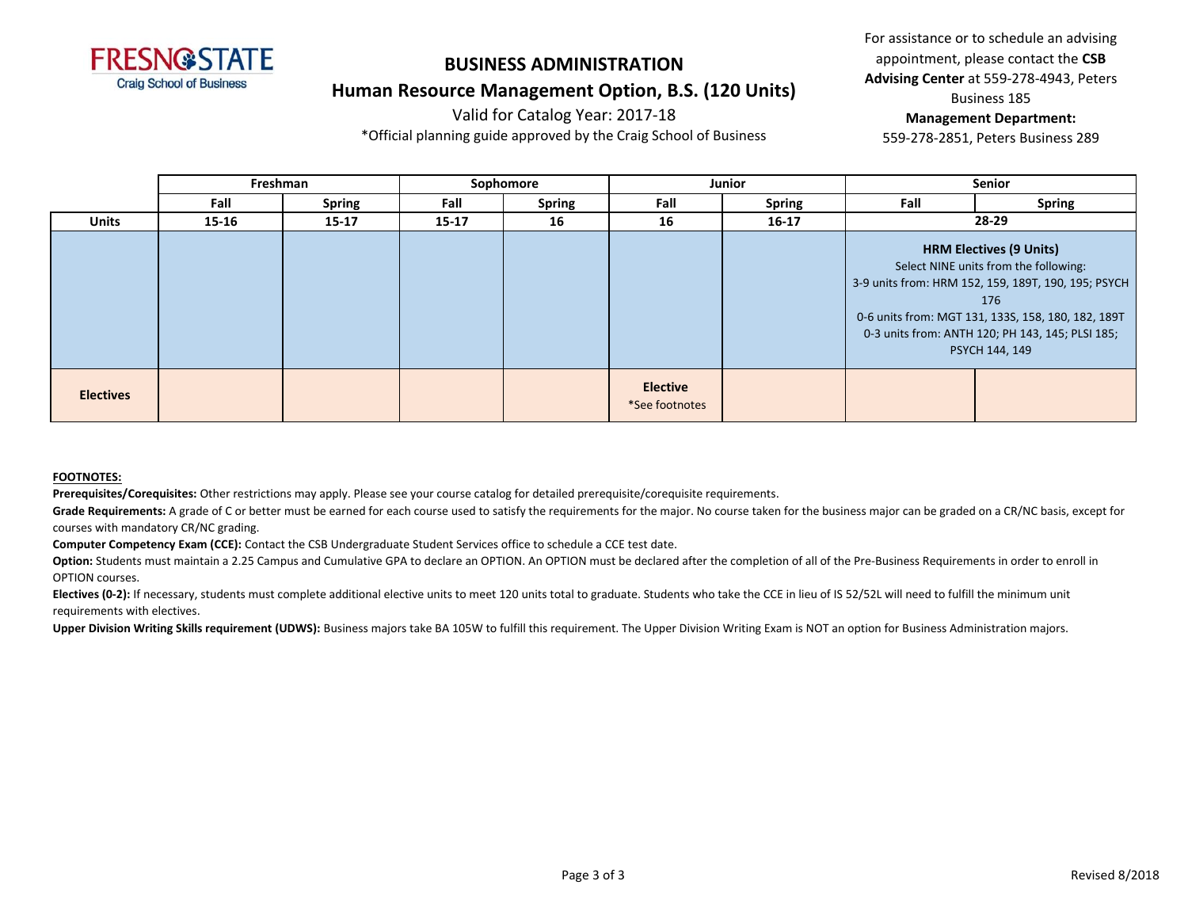# BUSINESS ADMINISTRATION

## Human Resource Management Option, B.S. (120 Units)

Valid for Catalog Year: 2017-18

*Official planning guide approved by the Craig School of Business

For assistance or to schedule an advising appointment, please contact the **CSB Advising Center** at 559-278-4943, Peters Business 185

**Management Department:**
559-278-2851, Peters Business 289

| | Freshman | | Sophomore | | Junior | | Senior | |
|---|---|---|---|---|---|---|---|---|
| | **Fall** | **Spring** | **Fall** | **Spring** | **Fall** | **Spring** | **Fall** | **Spring** |
| **Units** | **15-16** | **15-17** | **15-17** | **16** | **16** | **16-17** | **28-29** | |
| | | | | | | | **HRM Electives (9 Units)** Select NINE units from the following: 3-9 units from: HRM 152, 159, 189T, 190, 195; PSYCH 176 0-6 units from: MGT 131, 133S, 158, 180, 182, 189T 0-3 units from: ANTH 120; PH 143, 145; PLSI 185; PSYCH 144, 149 | |
| **Electives** | | | | | **Elective** *See footnotes | | | |

**FOOTNOTES:**

**Prerequisites/Corequisites:** Other restrictions may apply. Please see your course catalog for detailed prerequisite/corequisite requirements.

**Grade Requirements:** A grade of C or better must be earned for each course used to satisfy the requirements for the major. No course taken for the business major can be graded on a CR/NC basis, except for courses with mandatory CR/NC grading.

**Computer Competency Exam (CCE):** Contact the CSB Undergraduate Student Services office to schedule a CCE test date.

**Option:** Students must maintain a 2.25 Campus and Cumulative GPA to declare an OPTION. An OPTION must be declared after the completion of all of the Pre-Business Requirements in order to enroll in OPTION courses.

**Electives (0-2):** If necessary, students must complete additional elective units to meet 120 units total to graduate. Students who take the CCE in lieu of IS 52/52L will need to fulfill the minimum unit requirements with electives.

**Upper Division Writing Skills requirement (UDWS):** Business majors take BA 105W to fulfill this requirement. The Upper Division Writing Exam is NOT an option for Business Administration majors.

Revised 8/2018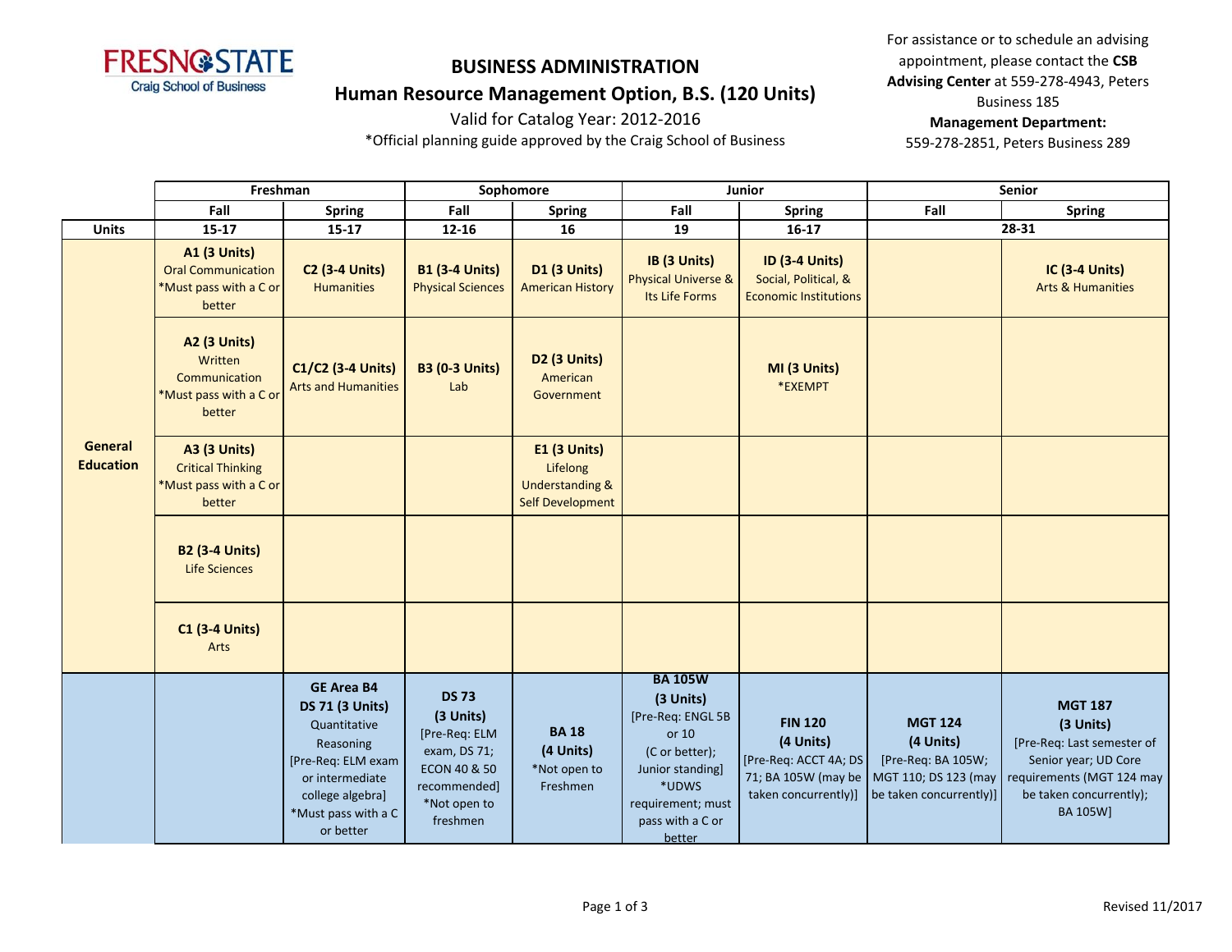# BUSINESS ADMINISTRATION

## Human Resource Management Option, B.S. (120 Units)

Valid for Catalog Year: 2012-2016

*Official planning guide approved by the Craig School of Business

For assistance or to schedule an advising appointment, please contact the **CSB Advising Center** at 559-278-4943, Peters Business 185

**Management Department:**
559-278-2851, Peters Business 289

| | Freshman | | Sophomore | | Junior | | Senior | |
|---|---|---|---|---|---|---|---|---|
| | Fall | Spring | Fall | Spring | Fall | Spring | Fall | Spring |
| **Units** | 15-17 | 15-17 | 12-16 | 16 | 19 | 16-17 | 28-31 | |
| **General Education** | **A1 (3 Units)** Oral Communication *Must pass with a C or better | **C2 (3-4 Units)** Humanities | **B1 (3-4 Units)** Physical Sciences | **D1 (3 Units)** American History | **IB (3 Units)** Physical Universe & Its Life Forms | **ID (3-4 Units)** Social, Political, & Economic Institutions | | **IC (3-4 Units)** Arts & Humanities |
| | **A2 (3 Units)** Written Communication *Must pass with a C or better | **C1/C2 (3-4 Units)** Arts and Humanities | **B3 (0-3 Units)** Lab | **D2 (3 Units)** American Government | | **MI (3 Units)** *EXEMPT | | |
| | **A3 (3 Units)** Critical Thinking *Must pass with a C or better | | | **E1 (3 Units)** Lifelong Understanding & Self Development | | | | |
| | **B2 (3-4 Units)** Life Sciences | | | | | | | |
| | **C1 (3-4 Units)** Arts | | | | | | | |
| | | **GE Area B4 DS 71 (3 Units)** Quantitative Reasoning [Pre-Req: ELM exam or intermediate college algebra] *Must pass with a C or better | **DS 73 (3 Units)** [Pre-Req: ELM exam, DS 71; ECON 40 & 50 recommended] *Not open to freshmen | **BA 18 (4 Units)** *Not open to Freshmen | **BA 105W (3 Units)** [Pre-Req: ENGL 5B or 10 (C or better); Junior standing] *UDWS requirement; must pass with a C or better | **FIN 120 (4 Units)** [Pre-Req: ACCT 4A; DS 71; BA 105W (may be taken concurrently)] | **MGT 124 (4 Units)** [Pre-Req: BA 105W; MGT 110; DS 123 (may be taken concurrently)] | **MGT 187 (3 Units)** [Pre-Req: Last semester of Senior year; UD Core requirements (MGT 124 may be taken concurrently); BA 105W] |

Revised 11/2017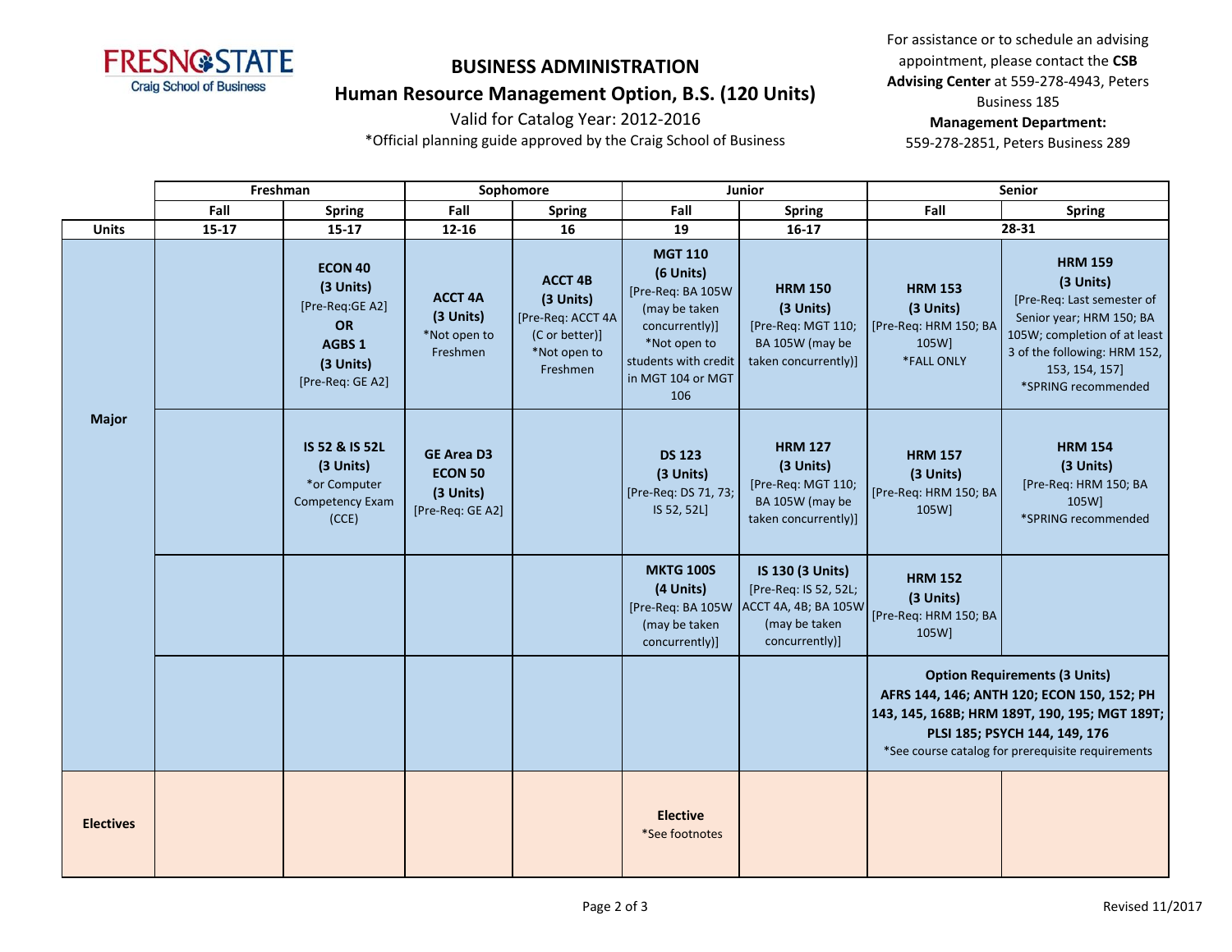# BUSINESS ADMINISTRATION

## Human Resource Management Option, B.S. (120 Units)

Valid for Catalog Year: 2012-2016

*Official planning guide approved by the Craig School of Business

For assistance or to schedule an advising appointment, please contact the **CSB Advising Center** at 559-278-4943, Peters Business 185

**Management Department:**
559-278-2851, Peters Business 289

| | Freshman | | Sophomore | | Junior | | Senior | |
|---|---|---|---|---|---|---|---|---|
| | Fall | Spring | Fall | Spring | Fall | Spring | Fall | Spring |
| **Units** | 15-17 | 15-17 | 12-16 | 16 | 19 | 16-17 | 28-31 | |
| **Major** | | **ECON 40** **(3 Units)** [Pre-Req:GE A2] **OR** **AGBS 1** **(3 Units)** [Pre-Req: GE A2] | **ACCT 4A** **(3 Units)** *Not open to Freshmen | **ACCT 4B** **(3 Units)** [Pre-Req: ACCT 4A (C or better)] *Not open to Freshmen | **MGT 110** **(6 Units)** [Pre-Req: BA 105W (may be taken concurrently)] *Not open to students with credit in MGT 104 or MGT 106 | **HRM 150** **(3 Units)** [Pre-Req: MGT 110; BA 105W (may be taken concurrently)] | **HRM 153** **(3 Units)** [Pre-Req: HRM 150; BA 105W] *FALL ONLY | **HRM 159** **(3 Units)** [Pre-Req: Last semester of Senior year; HRM 150; BA 105W; completion of at least 3 of the following: HRM 152, 153, 154, 157] *SPRING recommended |
| | | **IS 52 & IS 52L** **(3 Units)** *or Computer Competency Exam (CCE) | **GE Area D3** **ECON 50** **(3 Units)** [Pre-Req: GE A2] | | **DS 123** **(3 Units)** [Pre-Req: DS 71, 73; IS 52, 52L] | **HRM 127** **(3 Units)** [Pre-Req: MGT 110; BA 105W (may be taken concurrently)] | **HRM 157** **(3 Units)** [Pre-Req: HRM 150; BA 105W] | **HRM 154** **(3 Units)** [Pre-Req: HRM 150; BA 105W] *SPRING recommended |
| | | | | | **MKTG 100S** **(4 Units)** [Pre-Req: BA 105W (may be taken concurrently)] | **IS 130 (3 Units)** [Pre-Req: IS 52, 52L; ACCT 4A, 4B; BA 105W (may be taken concurrently)] | **HRM 152** **(3 Units)** [Pre-Req: HRM 150; BA 105W] | |
| | | | | | | | **Option Requirements (3 Units)** **AFRS 144, 146; ANTH 120; ECON 150, 152; PH 143, 145, 168B; HRM 189T, 190, 195; MGT 189T; PLSI 185; PSYCH 144, 149, 176** *See course catalog for prerequisite requirements | |
| **Electives** | | | | | **Elective** *See footnotes | | | |

Revised 11/2017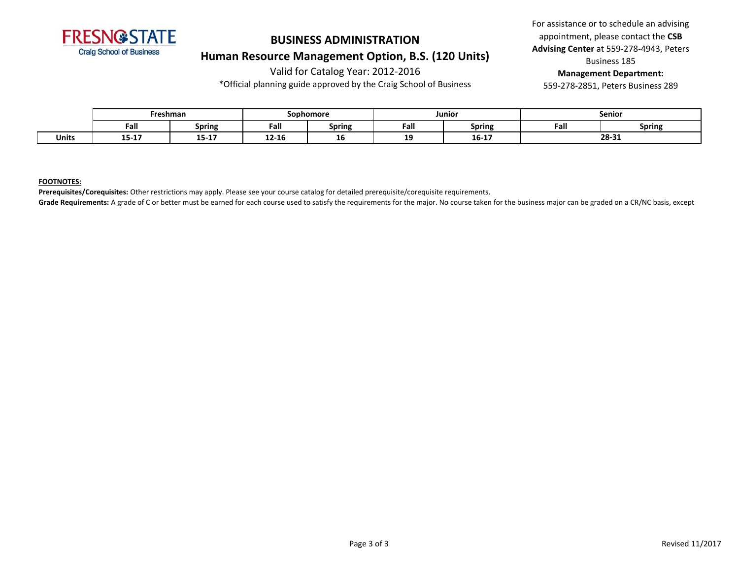**BUSINESS ADMINISTRATION**

## Human Resource Management Option, B.S. (120 Units)

Valid for Catalog Year: 2012-2016

*Official planning guide approved by the Craig School of Business

For assistance or to schedule an advising appointment, please contact the **CSB Advising Center** at 559-278-4943, Peters Business 185

**Management Department:**
559-278-2851, Peters Business 289

| | Freshman | | Sophomore | | Junior | | Senior | |
|---|---|---|---|---|---|---|---|---|
| | Fall | Spring | Fall | Spring | Fall | Spring | Fall | Spring |
| **Units** | 15-17 | 15-17 | 12-16 | 16 | 19 | 16-17 | 28-31 | |

**FOOTNOTES:**

**Prerequisites/Corequisites:** Other restrictions may apply. Please see your course catalog for detailed prerequisite/corequisite requirements.

**Grade Requirements:** A grade of C or better must be earned for each course used to satisfy the requirements for the major. No course taken for the business major can be graded on a CR/NC basis, except

Revised 11/2017